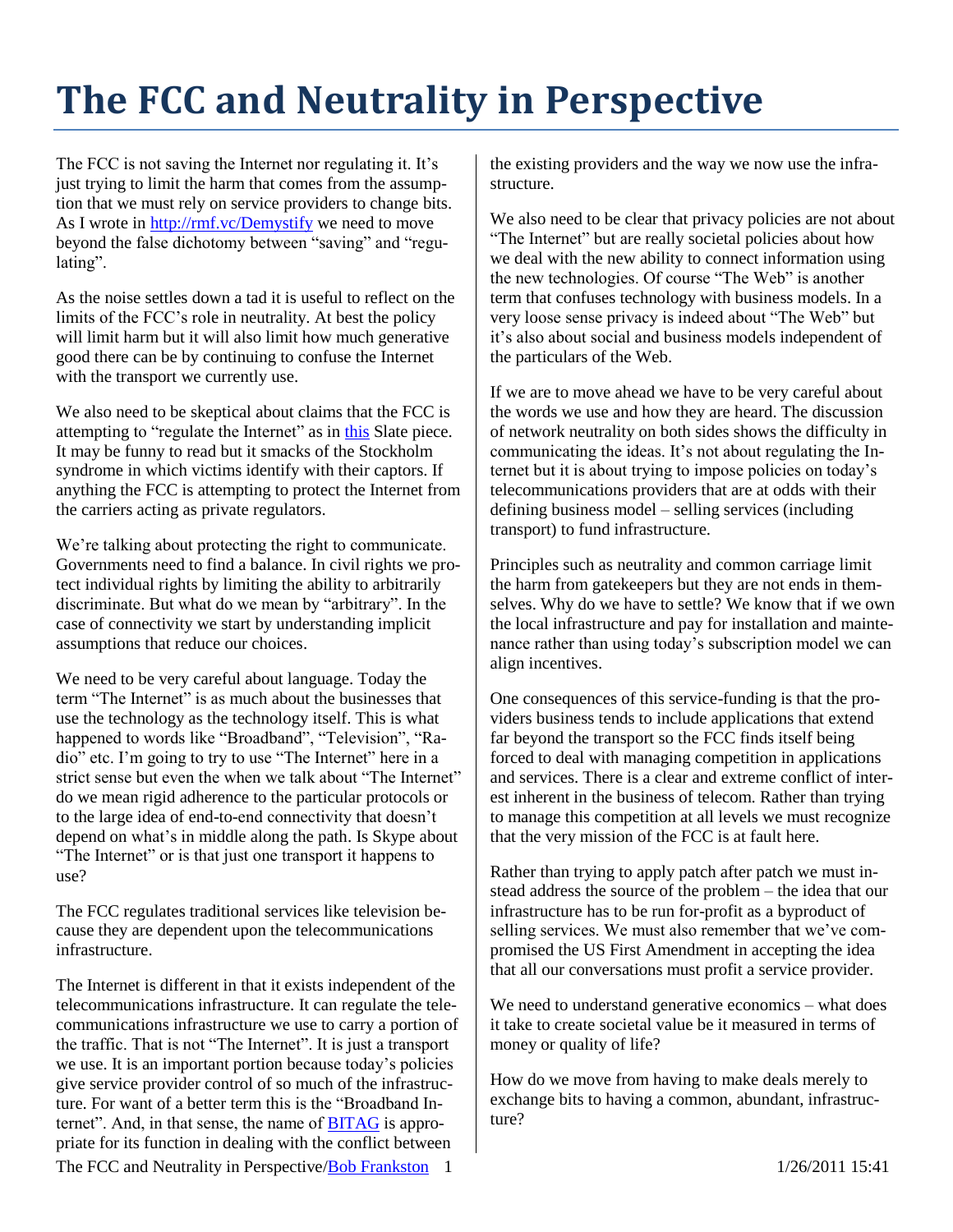# The FCC and Neutrality in Perspective

The FCC is not saving the Internet nor regulating it. It's just trying to limit the harm that comes from the assumption that we must rely on service providers to change bits. As I wrote in [http://rmf.vc/Demystify](http://rmf.vc/Demystify) we need to move beyond the false dichotomy between "saving" and "regulating".

As the noise settles down a tad it is useful to reflect on the limits of the FCC's role in neutrality. At best the policy will limit harm but it will also limit how much generative good there can be by continuing to confuse the Internet with the transport we currently use.

We also need to be skeptical about claims that the FCC is attempting to "regulate the Internet" as in this Slate piece. It may be funny to read but it smacks of the Stockholm syndrome in which victims identify with their captors. If anything the FCC is attempting to protect the Internet from the carriers acting as private regulators.

We're talking about protecting the right to communicate. Governments need to find a balance. In civil rights we protect individual rights by limiting the ability to arbitrarily discriminate. But what do we mean by "arbitrary". In the case of connectivity we start by understanding implicit assumptions that reduce our choices.

We need to be very careful about language. Today the term "The Internet" is as much about the businesses that use the technology as the technology itself. This is what happened to words like "Broadband", "Television", "Radio" etc. I'm going to try to use "The Internet" here in a strict sense but even the when we talk about "The Internet" do we mean rigid adherence to the particular protocols or to the large idea of end-to-end connectivity that doesn't depend on what's in middle along the path. Is Skype about "The Internet" or is that just one transport it happens to use?

The FCC regulates traditional services like television because they are dependent upon the telecommunications infrastructure.

The Internet is different in that it exists independent of the telecommunications infrastructure. It can regulate the telecommunications infrastructure we use to carry a portion of the traffic. That is not "The Internet". It is just a transport we use. It is an important portion because today's policies give service provider control of so much of the infrastructure. For want of a better term this is the "Broadband Internet". And, in that sense, the name of BITAG is appropriate for its function in dealing with the conflict between the existing providers and the way we now use the infrastructure.

We also need to be clear that privacy policies are not about "The Internet" but are really societal policies about how we deal with the new ability to connect information using the new technologies. Of course "The Web" is another term that confuses technology with business models. In a very loose sense privacy is indeed about "The Web" but it's also about social and business models independent of the particulars of the Web.

If we are to move ahead we have to be very careful about the words we use and how they are heard. The discussion of network neutrality on both sides shows the difficulty in communicating the ideas. It's not about regulating the Internet but it is about trying to impose policies on today's telecommunications providers that are at odds with their defining business model – selling services (including transport) to fund infrastructure.

Principles such as neutrality and common carriage limit the harm from gatekeepers but they are not ends in themselves. Why do we have to settle? We know that if we own the local infrastructure and pay for installation and maintenance rather than using today's subscription model we can align incentives.

One consequences of this service-funding is that the providers business tends to include applications that extend far beyond the transport so the FCC finds itself being forced to deal with managing competition in applications and services. There is a clear and extreme conflict of interest inherent in the business of telecom. Rather than trying to manage this competition at all levels we must recognize that the very mission of the FCC is at fault here.

Rather than trying to apply patch after patch we must instead address the source of the problem – the idea that our infrastructure has to be run for-profit as a byproduct of selling services. We must also remember that we've compromised the US First Amendment in accepting the idea that all our conversations must profit a service provider.

We need to understand generative economics – what does it take to create societal value be it measured in terms of money or quality of life?

How do we move from having to make deals merely to exchange bits to having a common, abundant, infrastructure?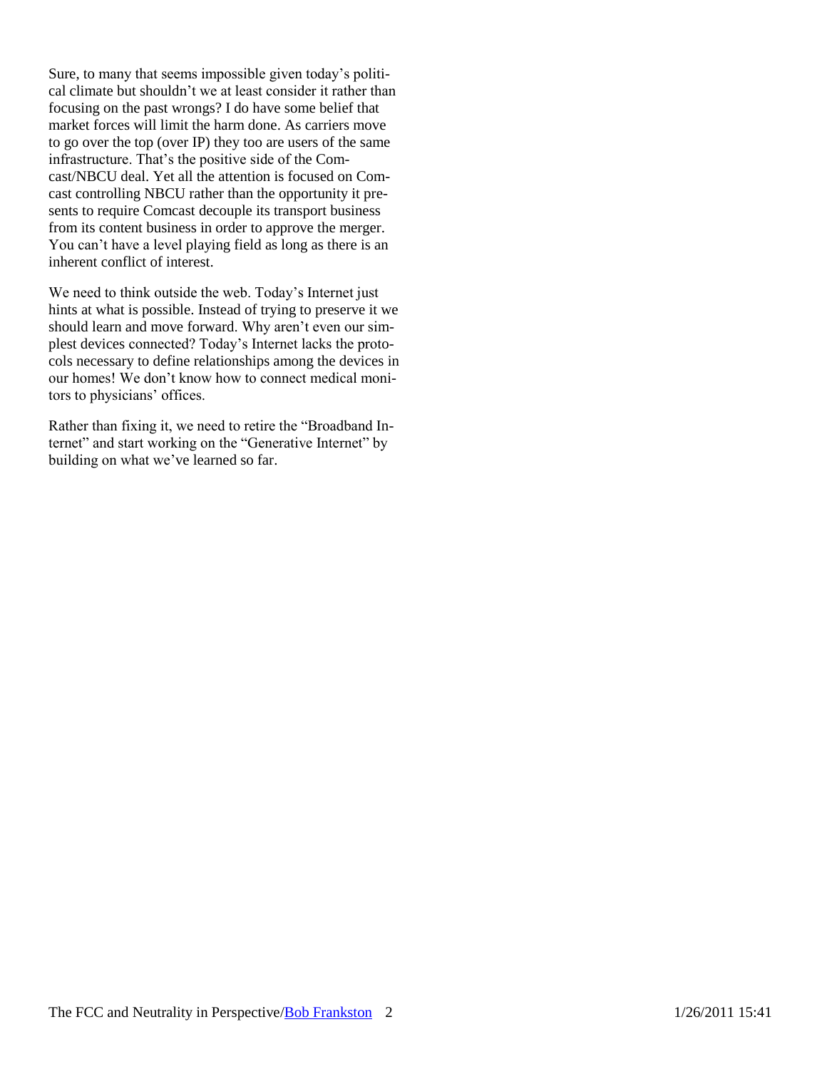Sure, to many that seems impossible given today's political climate but shouldn't we at least consider it rather than focusing on the past wrongs? I do have some belief that market forces will limit the harm done. As carriers move to go over the top (over IP) they too are users of the same infrastructure. That's the positive side of the Comcast/NBCU deal. Yet all the attention is focused on Comcast controlling NBCU rather than the opportunity it presents to require Comcast decouple its transport business from its content business in order to approve the merger. You can't have a level playing field as long as there is an inherent conflict of interest.

We need to think outside the web. Today's Internet just hints at what is possible. Instead of trying to preserve it we should learn and move forward. Why aren't even our simplest devices connected? Today's Internet lacks the protocols necessary to define relationships among the devices in our homes! We don't know how to connect medical monitors to physicians' offices.

Rather than fixing it, we need to retire the "Broadband Internet" and start working on the "Generative Internet" by building on what we've learned so far.